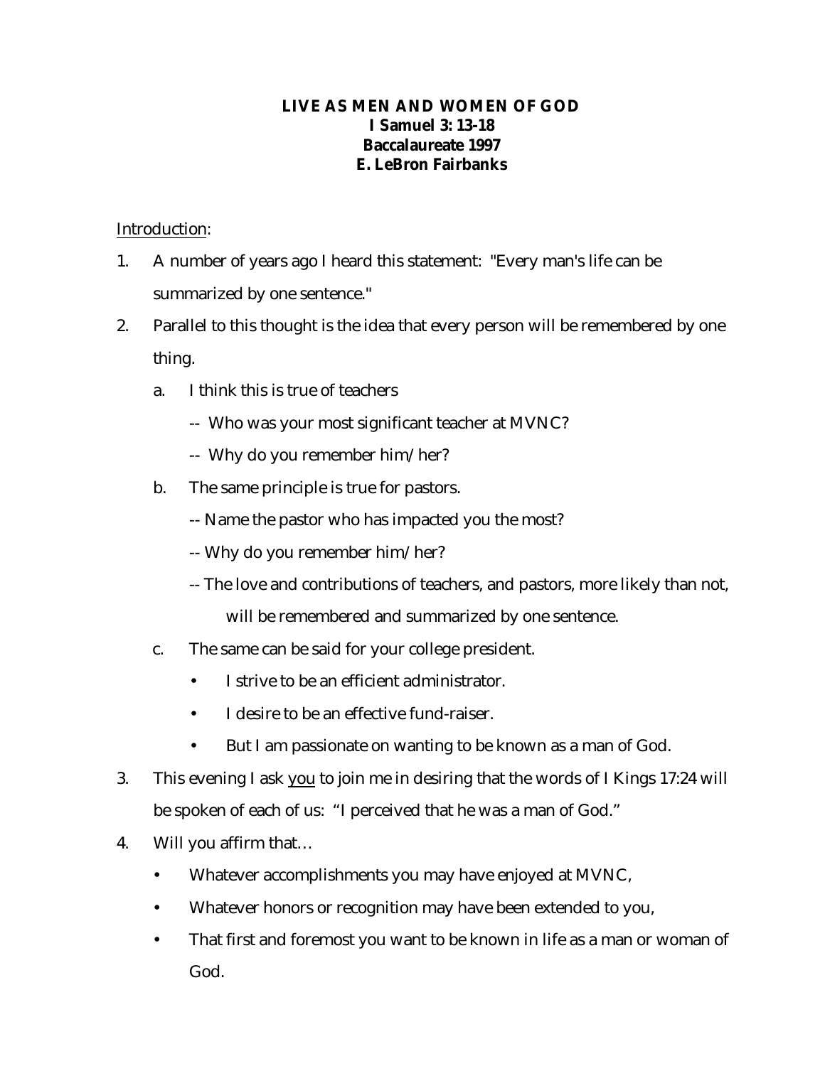**LIVE AS MEN AND WOMEN OF GOD**
**I Samuel 3: 13-18**
**Baccalaureate 1997**
**E. LeBron Fairbanks**

Introduction:

1. A number of years ago I heard this statement: "Every man's life can be summarized by one sentence."
2. Parallel to this thought is the idea that every person will be remembered by one thing.
   a. I think this is true of teachers
      -- Who was your most significant teacher at MVNC?
      -- Why do you remember him/her?
   b. The same principle is true for pastors.
      -- Name the pastor who has impacted you the most?
      -- Why do you remember him/her?
      -- The love and contributions of teachers, and pastors, more likely than not, will be remembered and summarized by one sentence.
   c. The same can be said for your college president.
      - I strive to be an efficient administrator.
      - I desire to be an effective fund-raiser.
      - But I am passionate on wanting to be known as a man of God.
3. This evening I ask you to join me in desiring that the words of I Kings 17:24 will be spoken of each of us: "I perceived that he was a man of God."
4. Will you affirm that…
   - Whatever accomplishments you may have enjoyed at MVNC,
   - Whatever honors or recognition may have been extended to you,
   - That first and foremost you want to be known in life as a man or woman of God.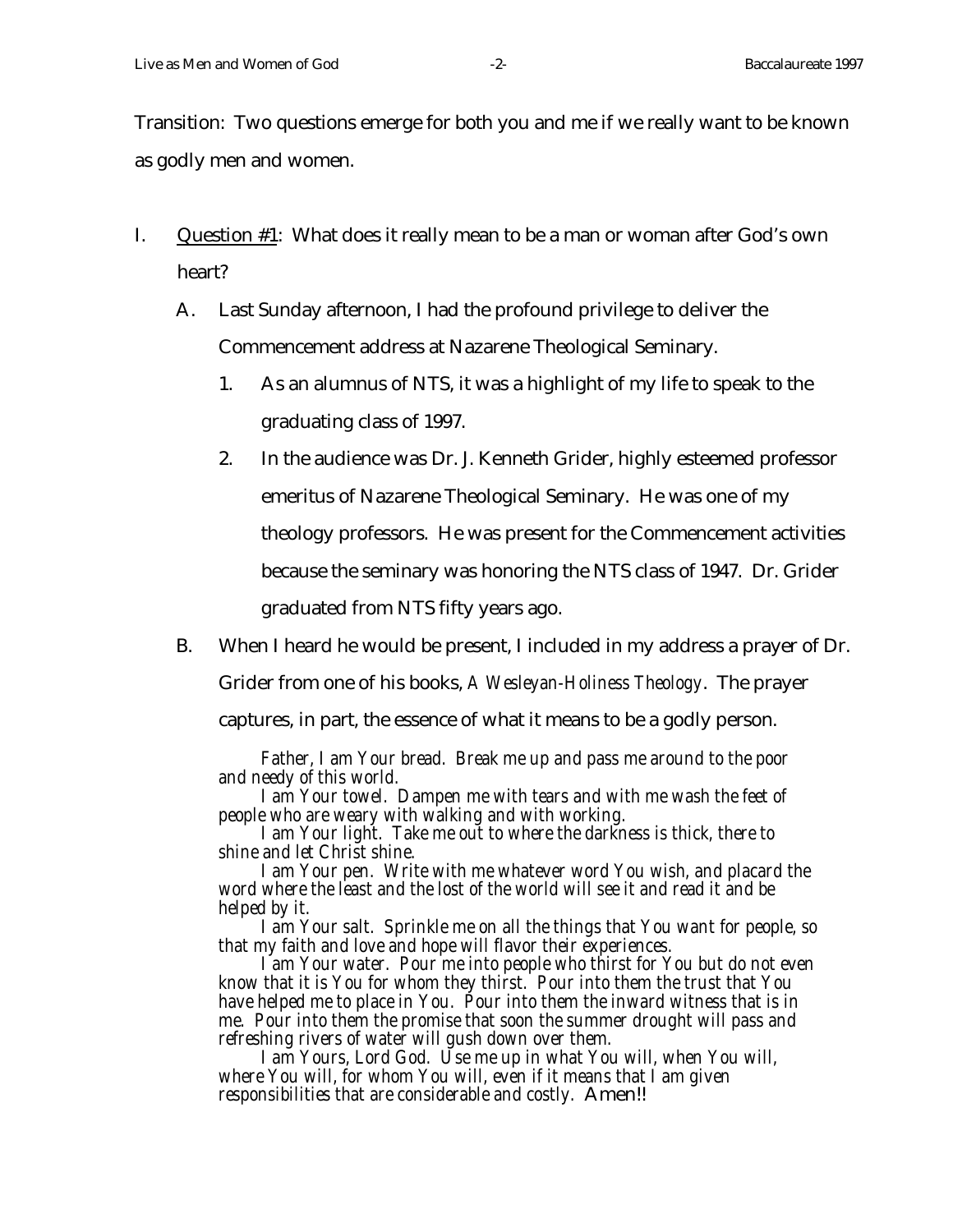Transition: Two questions emerge for both you and me if we really want to be known as godly men and women.

I. <u>Question #1</u>: What does it really mean to be a man or woman after God's own heart?

   A. Last Sunday afternoon, I had the profound privilege to deliver the Commencement address at Nazarene Theological Seminary.

      1. As an alumnus of NTS, it was a highlight of my life to speak to the graduating class of 1997.

      2. In the audience was Dr. J. Kenneth Grider, highly esteemed professor emeritus of Nazarene Theological Seminary. He was one of my theology professors. He was present for the Commencement activities because the seminary was honoring the NTS class of 1947. Dr. Grider graduated from NTS fifty years ago.

   B. When I heard he would be present, I included in my address a prayer of Dr. Grider from one of his books, *A Wesleyan-Holiness Theology*. The prayer captures, in part, the essence of what it means to be a godly person.

> *Father, I am Your bread. Break me up and pass me around to the poor and needy of this world.*
>
> *I am Your towel. Dampen me with tears and with me wash the feet of people who are weary with walking and with working.*
>
> *I am Your light. Take me out to where the darkness is thick, there to shine and let Christ shine.*
>
> *I am Your pen. Write with me whatever word You wish, and placard the word where the least and the lost of the world will see it and read it and be helped by it.*
>
> *I am Your salt. Sprinkle me on all the things that You want for people, so that my faith and love and hope will flavor their experiences.*
>
> *I am Your water. Pour me into people who thirst for You but do not even know that it is You for whom they thirst. Pour into them the trust that You have helped me to place in You. Pour into them the inward witness that is in me. Pour into them the promise that soon the summer drought will pass and refreshing rivers of water will gush down over them.*
>
> *I am Yours, Lord God. Use me up in what You will, when You will, where You will, for whom You will, even if it means that I am given responsibilities that are considerable and costly.* Amen!!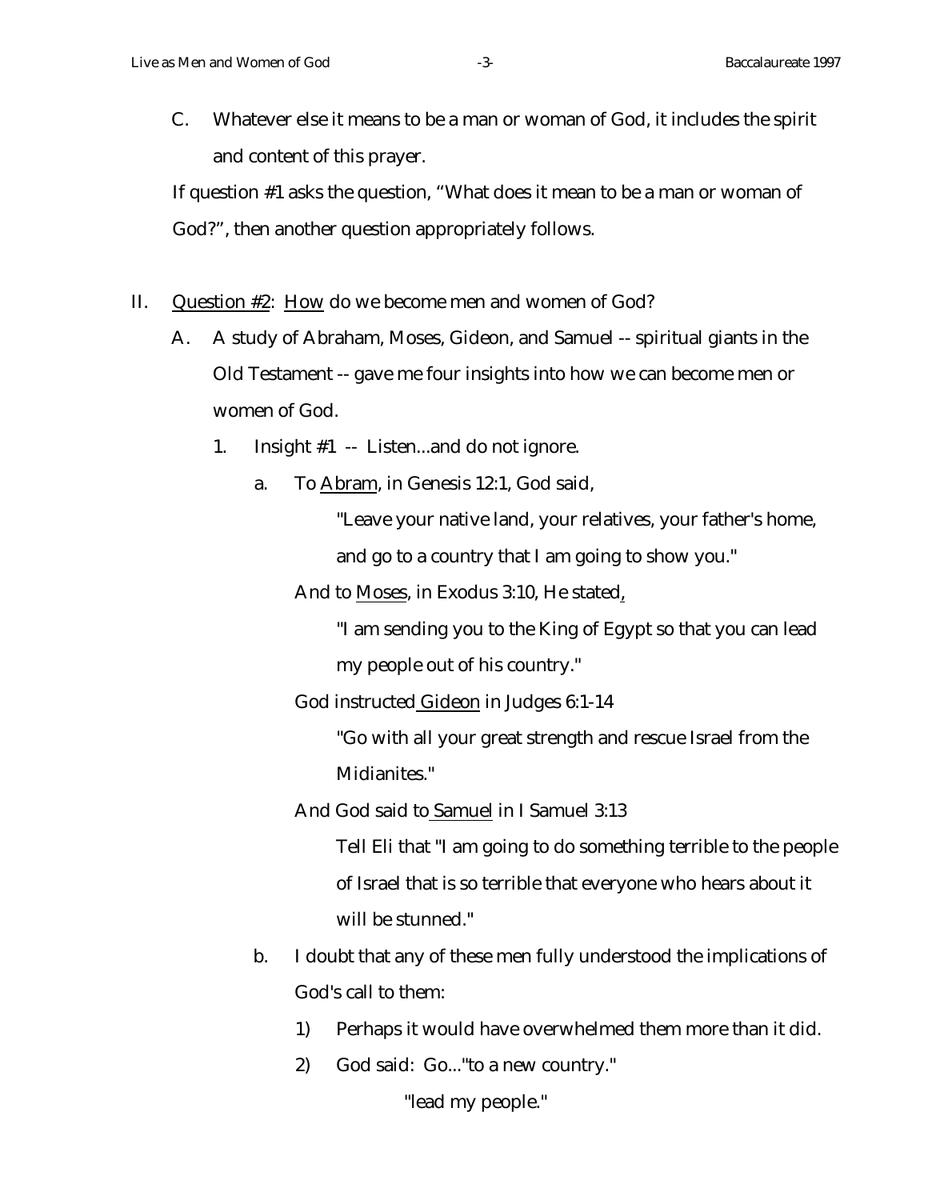C. Whatever else it means to be a man or woman of God, it includes the spirit and content of this prayer.

If question #1 asks the question, "What does it mean to be a man or woman of God?", then another question appropriately follows.

II. Question #2: How do we become men and women of God?

A. A study of Abraham, Moses, Gideon, and Samuel -- spiritual giants in the Old Testament -- gave me four insights into how we can become men or women of God.

1. Insight #1 -- Listen...and do not ignore.

a. To Abram, in Genesis 12:1, God said,

> "Leave your native land, your relatives, your father's home, and go to a country that I am going to show you."

And to Moses, in Exodus 3:10, He stated,

> "I am sending you to the King of Egypt so that you can lead my people out of his country."

God instructed Gideon in Judges 6:1-14

> "Go with all your great strength and rescue Israel from the Midianites."

And God said to Samuel in I Samuel 3:13

> Tell Eli that "I am going to do something terrible to the people of Israel that is so terrible that everyone who hears about it will be stunned."

b. I doubt that any of these men fully understood the implications of God's call to them:

1) Perhaps it would have overwhelmed them more than it did.

2) God said: Go..."to a new country."

"lead my people."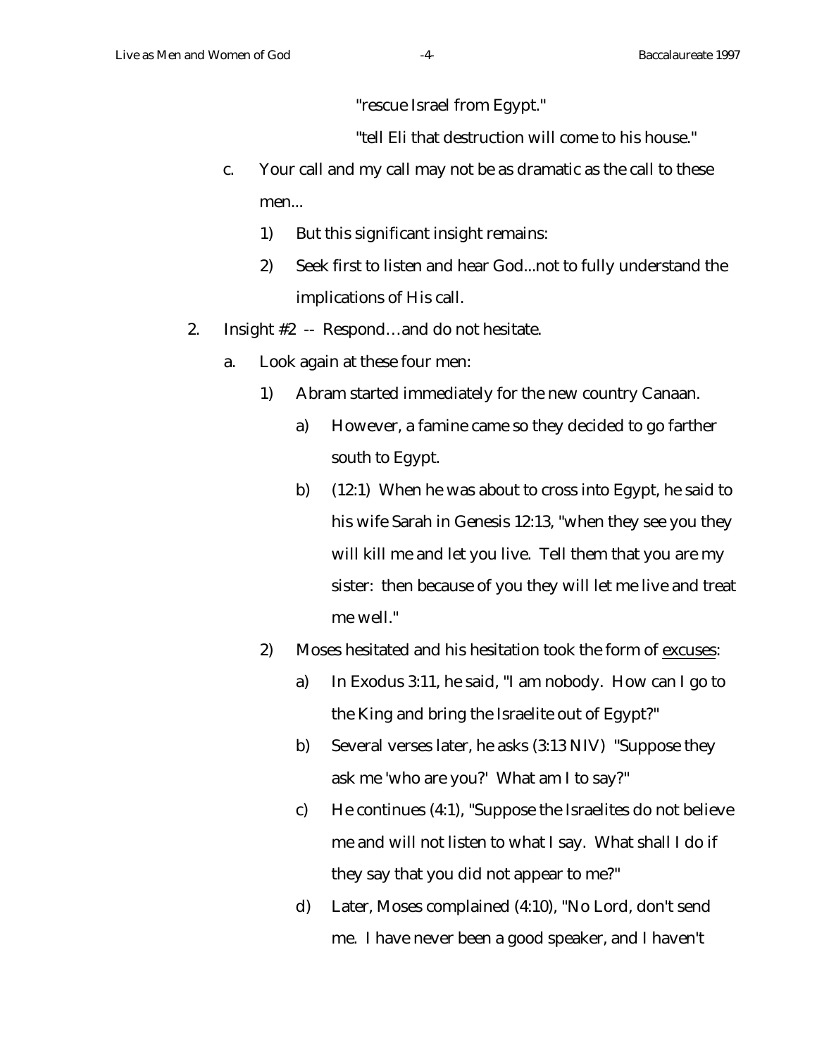"rescue Israel from Egypt."

"tell Eli that destruction will come to his house."

c. Your call and my call may not be as dramatic as the call to these men...
    1) But this significant insight remains:
    2) Seek first to listen and hear God...not to fully understand the implications of His call.

2. Insight #2 -- Respond…and do not hesitate.
    a. Look again at these four men:
        1) Abram started immediately for the new country Canaan.
            a) However, a famine came so they decided to go farther south to Egypt.
            b) (12:1) When he was about to cross into Egypt, he said to his wife Sarah in Genesis 12:13, "when they see you they will kill me and let you live. Tell them that you are my sister: then because of you they will let me live and treat me well."
        2) Moses hesitated and his hesitation took the form of <u>excuses</u>:
            a) In Exodus 3:11, he said, "I am nobody. How can I go to the King and bring the Israelite out of Egypt?"
            b) Several verses later, he asks (3:13 NIV) "Suppose they ask me 'who are you?' What am I to say?"
            c) He continues (4:1), "Suppose the Israelites do not believe me and will not listen to what I say. What shall I do if they say that you did not appear to me?"
            d) Later, Moses complained (4:10), "No Lord, don't send me. I have never been a good speaker, and I haven't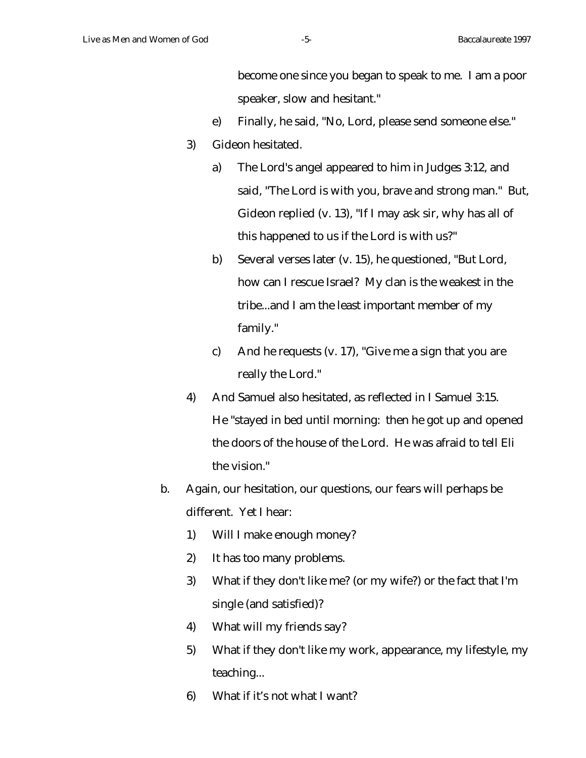become one since you began to speak to me. I am a poor speaker, slow and hesitant."

- e) Finally, he said, "No, Lord, please send someone else."

3) Gideon hesitated.

   - a) The Lord's angel appeared to him in Judges 3:12, and said, "The Lord is with you, brave and strong man." But, Gideon replied (v. 13), "If I may ask sir, why has all of this happened to us if the Lord is with us?"
   - b) Several verses later (v. 15), he questioned, "But Lord, how can I rescue Israel? My clan is the weakest in the tribe...and I am the least important member of my family."
   - c) And he requests (v. 17), "Give me a sign that you are really the Lord."

4) And Samuel also hesitated, as reflected in I Samuel 3:15. He "stayed in bed until morning: then he got up and opened the doors of the house of the Lord. He was afraid to tell Eli the vision."

b. Again, our hesitation, our questions, our fears will perhaps be different. Yet I hear:

   1) Will I make enough money?
   2) It has too many problems.
   3) What if they don't like me? (or my wife?) or the fact that I'm single (and satisfied)?
   4) What will my friends say?
   5) What if they don't like my work, appearance, my lifestyle, my teaching...
   6) What if it's not what I want?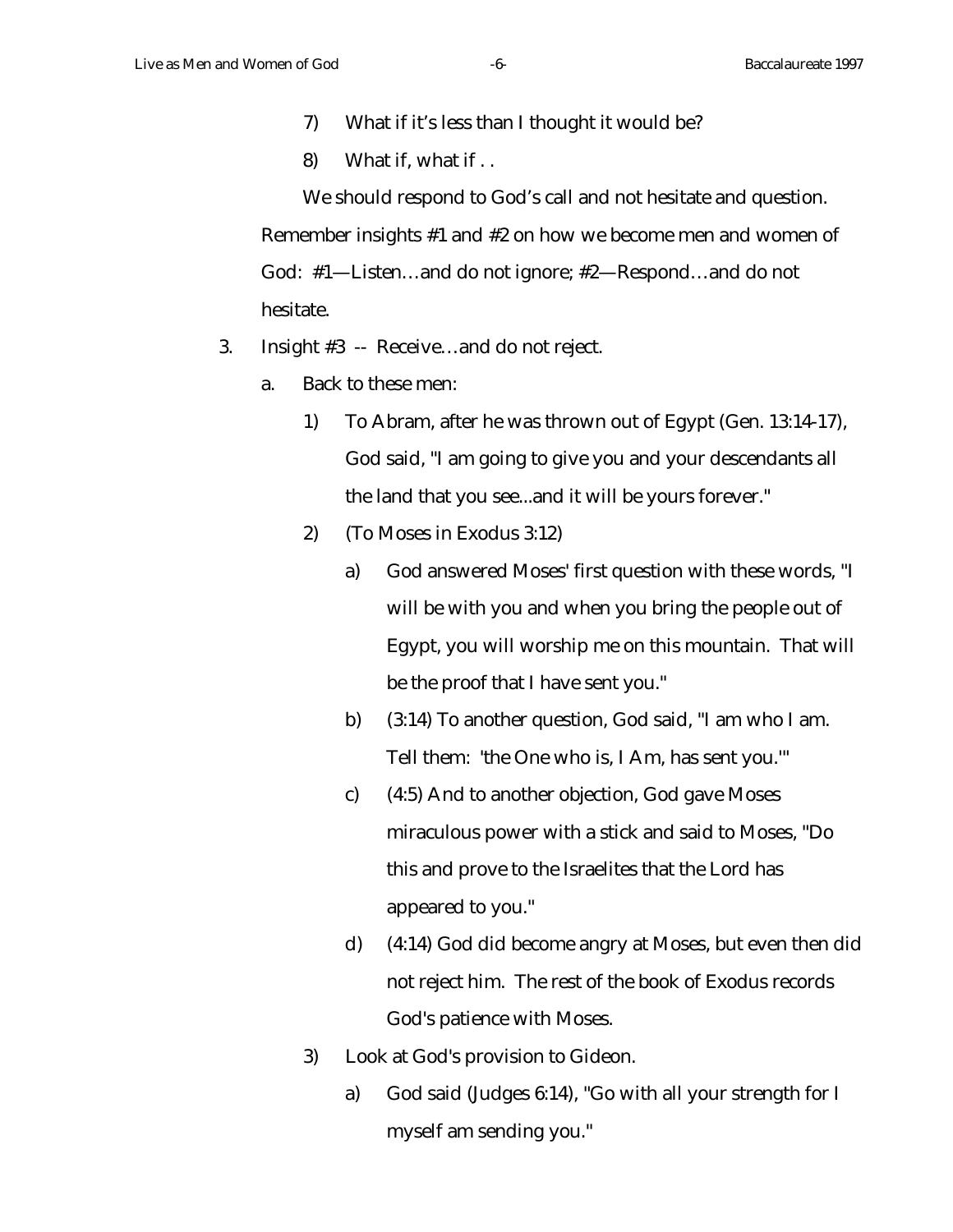7) What if it's less than I thought it would be?

8) What if, what if . .

We should respond to God's call and not hesitate and question. Remember insights #1 and #2 on how we become men and women of God: #1—Listen…and do not ignore; #2—Respond…and do not hesitate.

3. Insight #3 -- Receive…and do not reject.

   a. Back to these men:

      1) To Abram, after he was thrown out of Egypt (Gen. 13:14-17), God said, "I am going to give you and your descendants all the land that you see...and it will be yours forever."

      2) (To Moses in Exodus 3:12)

         a) God answered Moses' first question with these words, "I will be with you and when you bring the people out of Egypt, you will worship me on this mountain. That will be the proof that I have sent you."

         b) (3:14) To another question, God said, "I am who I am. Tell them: 'the One who is, I Am, has sent you.'"

         c) (4:5) And to another objection, God gave Moses miraculous power with a stick and said to Moses, "Do this and prove to the Israelites that the Lord has appeared to you."

         d) (4:14) God did become angry at Moses, but even then did not reject him. The rest of the book of Exodus records God's patience with Moses.

      3) Look at God's provision to Gideon.

         a) God said (Judges 6:14), "Go with all your strength for I myself am sending you."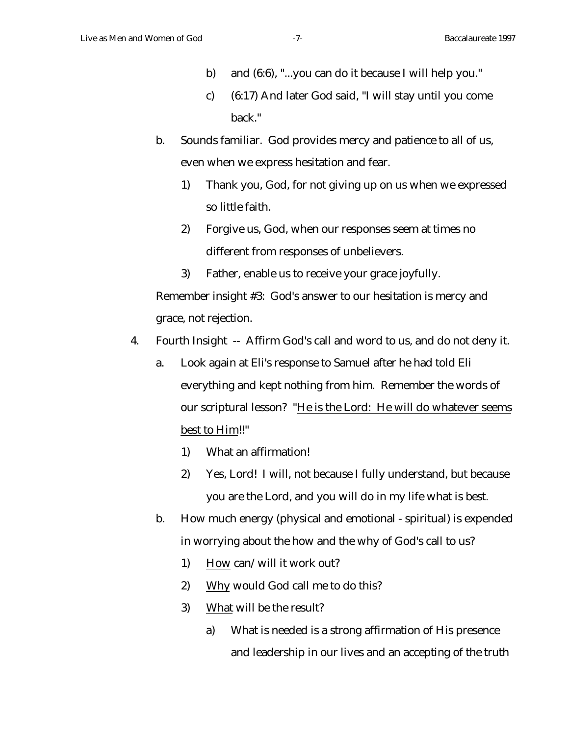- b) and (6:6), "...you can do it because I will help you."
- c) (6:17) And later God said, "I will stay until you come back."

b. Sounds familiar. God provides mercy and patience to all of us, even when we express hesitation and fear.

1) Thank you, God, for not giving up on us when we expressed so little faith.
2) Forgive us, God, when our responses seem at times no different from responses of unbelievers.
3) Father, enable us to receive your grace joyfully.

Remember insight #3: God's answer to our hesitation is mercy and grace, not rejection.

4. Fourth Insight -- Affirm God's call and word to us, and do not deny it.

a. Look again at Eli's response to Samuel after he had told Eli everything and kept nothing from him. Remember the words of our scriptural lesson? "<u>He is the Lord: He will do whatever seems best to Him</u>!!"

1) What an affirmation!
2) Yes, Lord! I will, not because I fully understand, but because you are the Lord, and you will do in my life what is best.

b. How much energy (physical and emotional - spiritual) is expended in worrying about the how and the why of God's call to us?

1) <u>How</u> can/will it work out?
2) <u>Why</u> would God call me to do this?
3) <u>What</u> will be the result?
   - a) What is needed is a strong affirmation of His presence and leadership in our lives and an accepting of the truth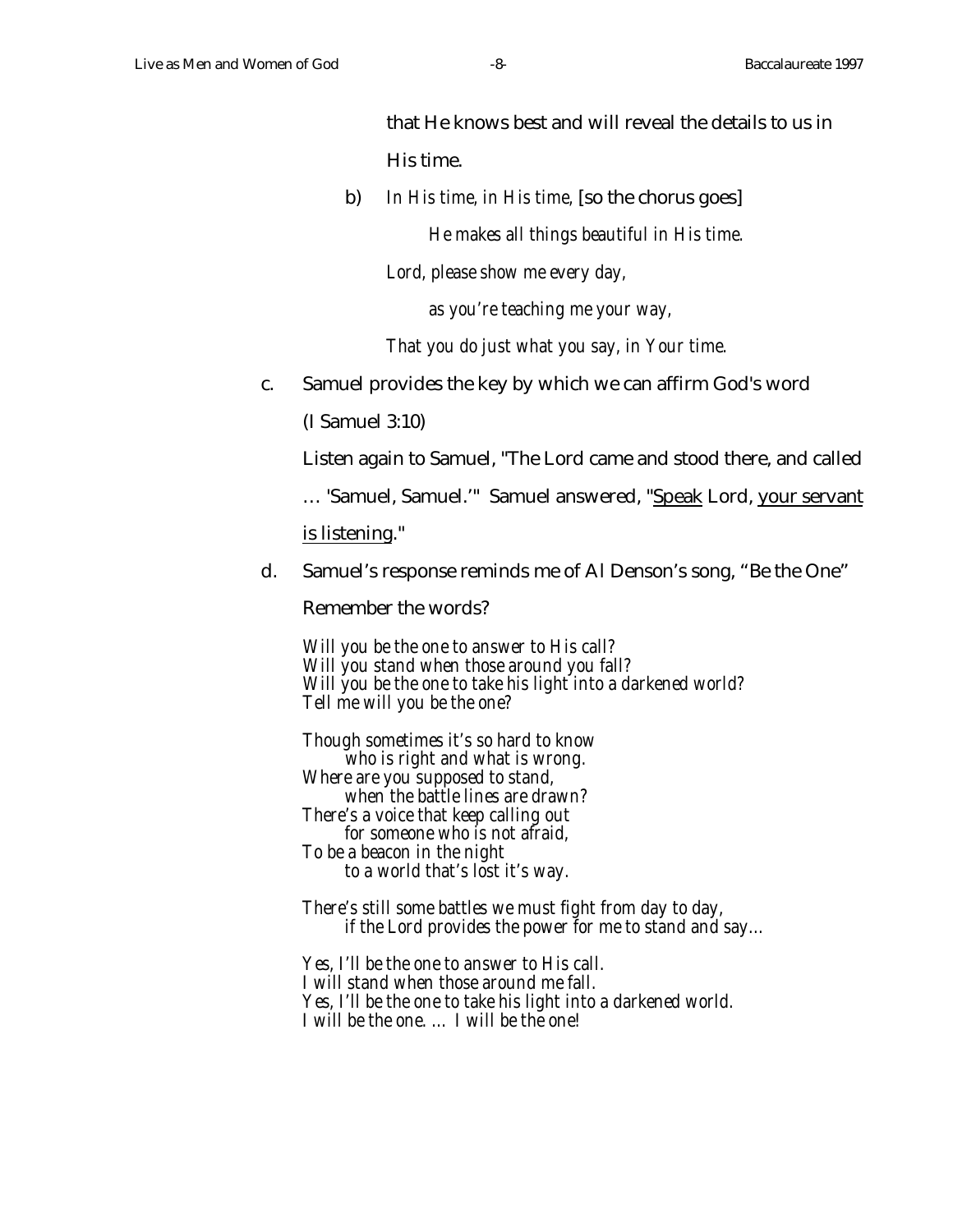that He knows best and will reveal the details to us in His time.

b) *In His time, in His time,* [so the chorus goes]

*He makes all things beautiful in His time.*

*Lord, please show me every day,*

*as you're teaching me your way,*

*That you do just what you say, in Your time.*

c. Samuel provides the key by which we can affirm God's word (I Samuel 3:10)

Listen again to Samuel, "The Lord came and stood there, and called … 'Samuel, Samuel.'" Samuel answered, "<u>Speak</u> Lord, <u>your servant is listening</u>."

d. Samuel's response reminds me of Al Denson's song, "Be the One"

Remember the words?

*Will you be the one to answer to His call?*
*Will you stand when those around you fall?*
*Will you be the one to take his light into a darkened world?*
*Tell me will you be the one?*

*Though sometimes it's so hard to know*
*who is right and what is wrong.*
*Where are you supposed to stand,*
*when the battle lines are drawn?*
*There's a voice that keep calling out*
*for someone who is not afraid,*
*To be a beacon in the night*
*to a world that's lost it's way.*

*There's still some battles we must fight from day to day,*
*if the Lord provides the power for me to stand and say…*

*Yes, I'll be the one to answer to His call.*
*I will stand when those around me fall.*
*Yes, I'll be the one to take his light into a darkened world.*
*I will be the one. … I will be the one!*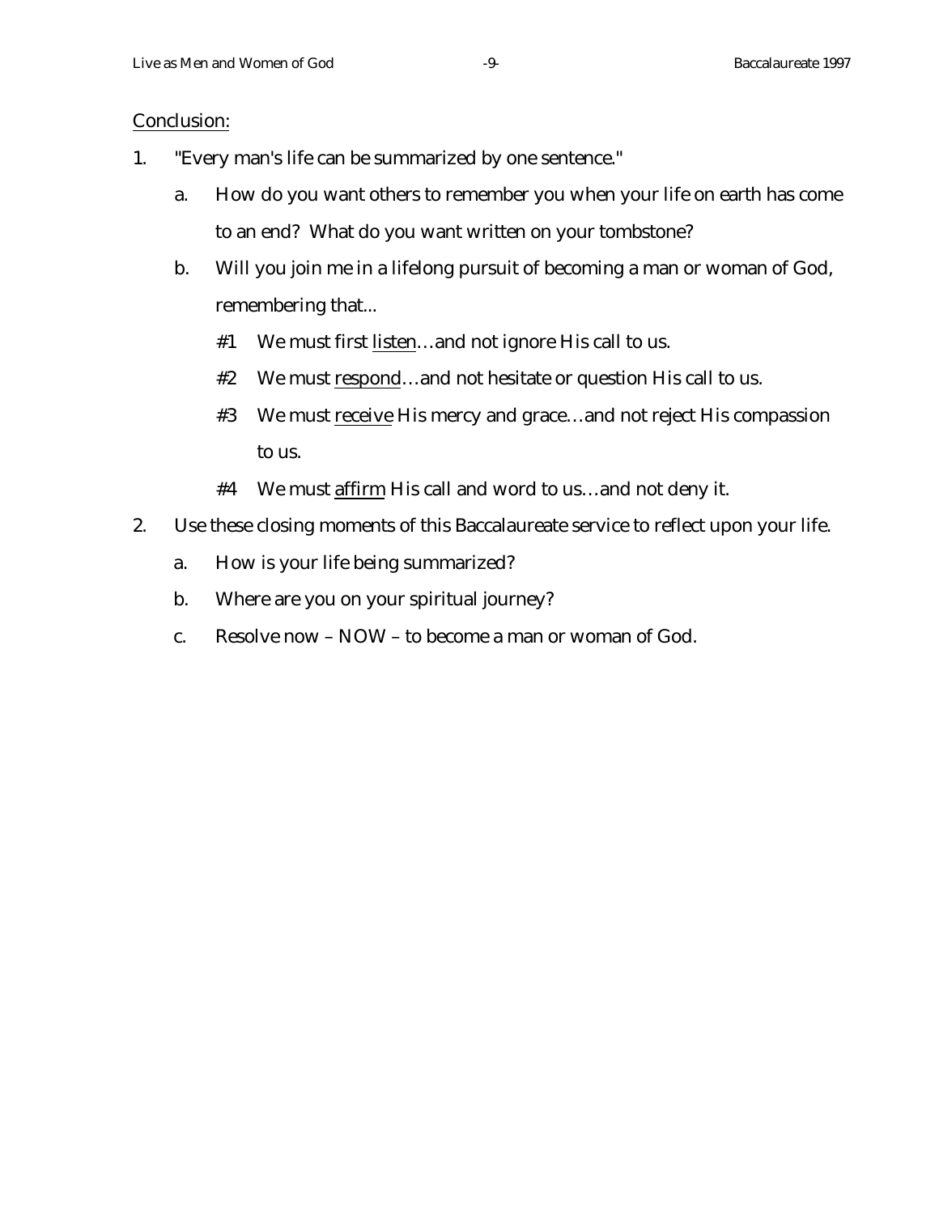<u>Conclusion:</u>

1. "Every man's life can be summarized by one sentence."
   a. How do you want others to remember you when your life on earth has come to an end? What do you want written on your tombstone?
   b. Will you join me in a lifelong pursuit of becoming a man or woman of God, remembering that...
      #1 We must first <u>listen</u>…and not ignore His call to us.
      #2 We must <u>respond</u>…and not hesitate or question His call to us.
      #3 We must <u>receive</u> His mercy and grace…and not reject His compassion to us.
      #4 We must <u>affirm</u> His call and word to us…and not deny it.
2. Use these closing moments of this Baccalaureate service to reflect upon your life.
   a. How is your life being summarized?
   b. Where are you on your spiritual journey?
   c. Resolve now – NOW – to become a man or woman of God.